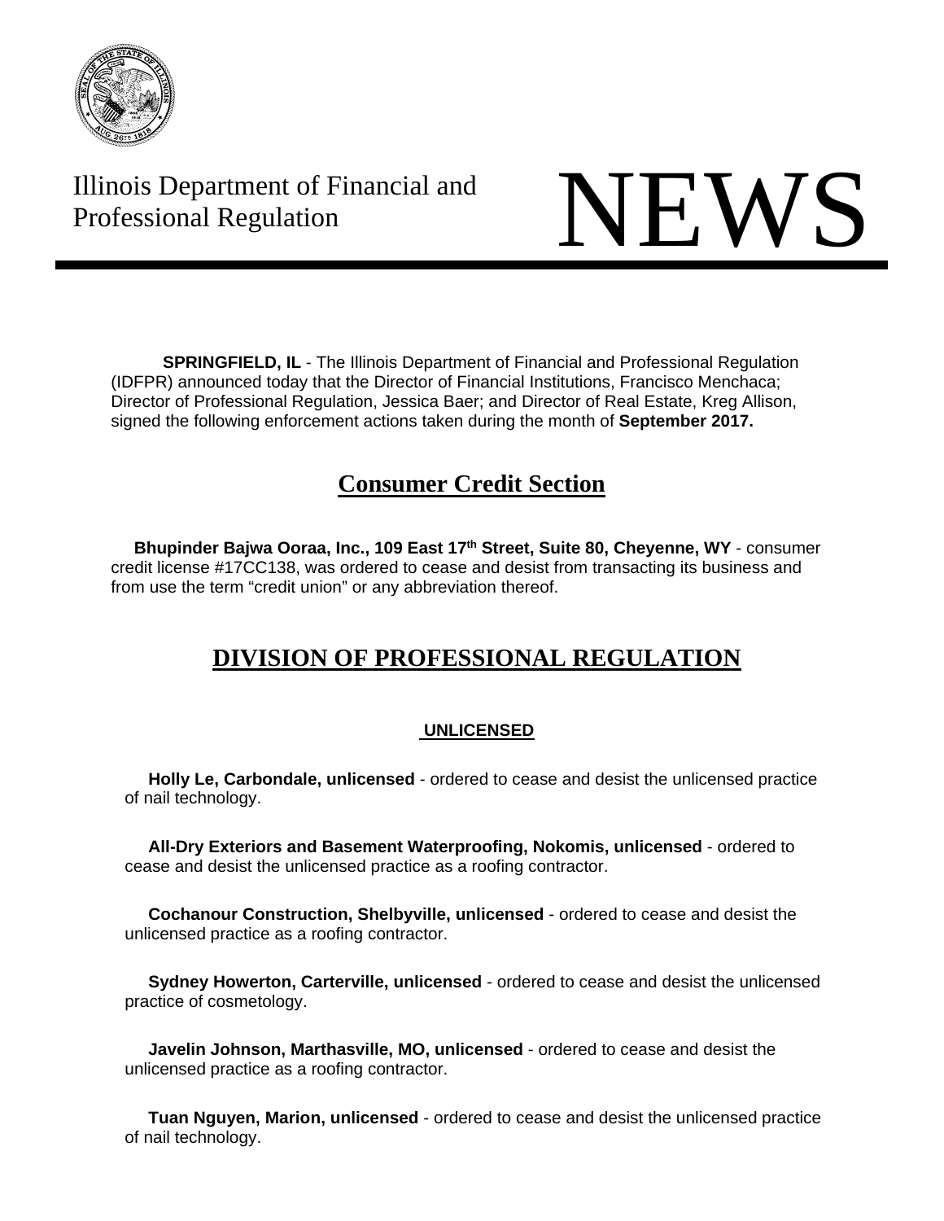Illinois Department of Financial and Professional Regulation

# NEWS

**SPRINGFIELD, IL** - The Illinois Department of Financial and Professional Regulation (IDFPR) announced today that the Director of Financial Institutions, Francisco Menchaca; Director of Professional Regulation, Jessica Baer; and Director of Real Estate, Kreg Allison, signed the following enforcement actions taken during the month of **September 2017.**

## Consumer Credit Section

**Bhupinder Bajwa Ooraa, Inc., 109 East 17th Street, Suite 80, Cheyenne, WY** - consumer credit license #17CC138, was ordered to cease and desist from transacting its business and from use the term "credit union" or any abbreviation thereof.

## DIVISION OF PROFESSIONAL REGULATION

### UNLICENSED

**Holly Le, Carbondale, unlicensed** - ordered to cease and desist the unlicensed practice of nail technology.

**All-Dry Exteriors and Basement Waterproofing, Nokomis, unlicensed** - ordered to cease and desist the unlicensed practice as a roofing contractor.

**Cochanour Construction, Shelbyville, unlicensed** - ordered to cease and desist the unlicensed practice as a roofing contractor.

**Sydney Howerton, Carterville, unlicensed** - ordered to cease and desist the unlicensed practice of cosmetology.

**Javelin Johnson, Marthasville, MO, unlicensed** - ordered to cease and desist the unlicensed practice as a roofing contractor.

**Tuan Nguyen, Marion, unlicensed** - ordered to cease and desist the unlicensed practice of nail technology.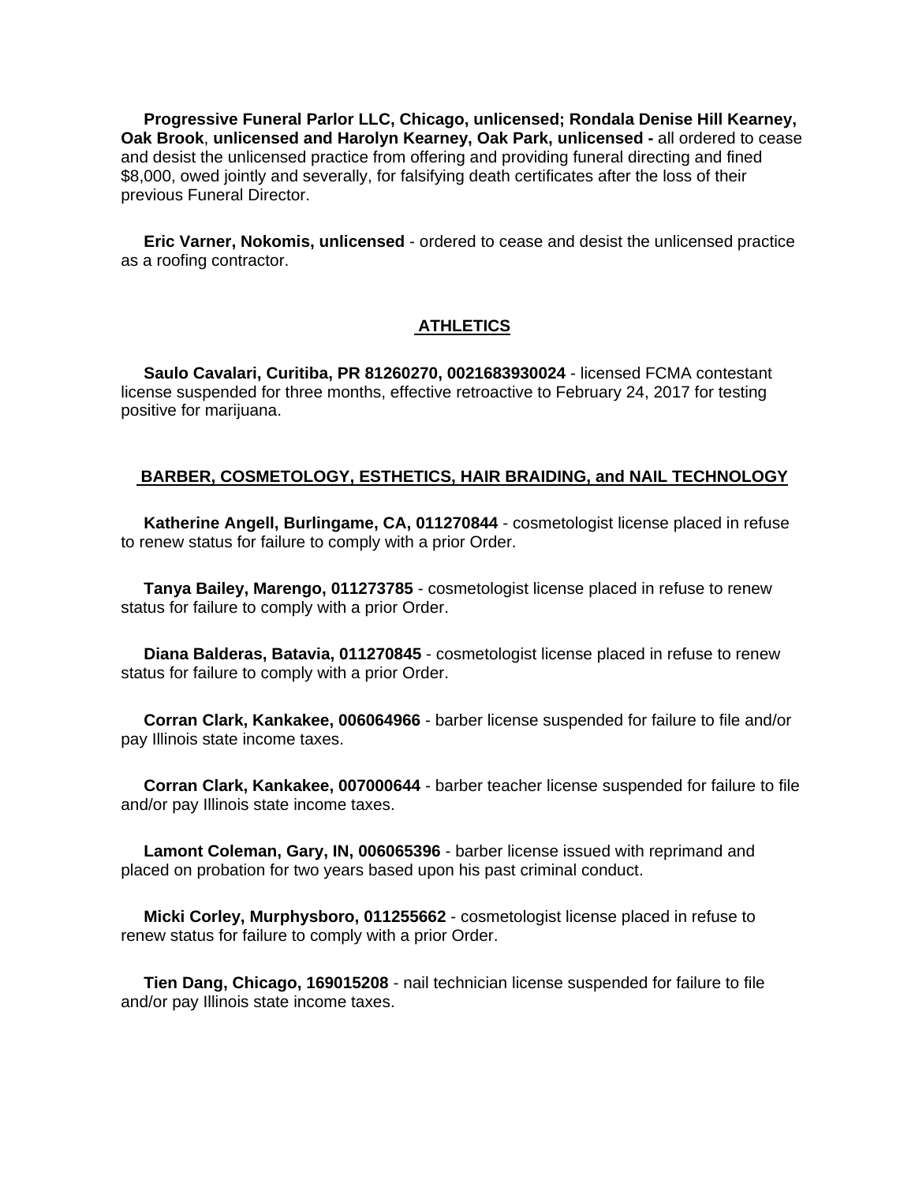**Progressive Funeral Parlor LLC, Chicago, unlicensed; Rondala Denise Hill Kearney, Oak Brook**, **unlicensed and Harolyn Kearney, Oak Park, unlicensed -** all ordered to cease and desist the unlicensed practice from offering and providing funeral directing and fined $8,000, owed jointly and severally, for falsifying death certificates after the loss of their previous Funeral Director.

**Eric Varner, Nokomis, unlicensed** - ordered to cease and desist the unlicensed practice as a roofing contractor.

## ATHLETICS

**Saulo Cavalari, Curitiba, PR 81260270, 0021683930024** - licensed FCMA contestant license suspended for three months, effective retroactive to February 24, 2017 for testing positive for marijuana.

## BARBER, COSMETOLOGY, ESTHETICS, HAIR BRAIDING, and NAIL TECHNOLOGY

**Katherine Angell, Burlingame, CA, 011270844** - cosmetologist license placed in refuse to renew status for failure to comply with a prior Order.

**Tanya Bailey, Marengo, 011273785** - cosmetologist license placed in refuse to renew status for failure to comply with a prior Order.

**Diana Balderas, Batavia, 011270845** - cosmetologist license placed in refuse to renew status for failure to comply with a prior Order.

**Corran Clark, Kankakee, 006064966** - barber license suspended for failure to file and/or pay Illinois state income taxes.

**Corran Clark, Kankakee, 007000644** - barber teacher license suspended for failure to file and/or pay Illinois state income taxes.

**Lamont Coleman, Gary, IN, 006065396** - barber license issued with reprimand and placed on probation for two years based upon his past criminal conduct.

**Micki Corley, Murphysboro, 011255662** - cosmetologist license placed in refuse to renew status for failure to comply with a prior Order.

**Tien Dang, Chicago, 169015208** - nail technician license suspended for failure to file and/or pay Illinois state income taxes.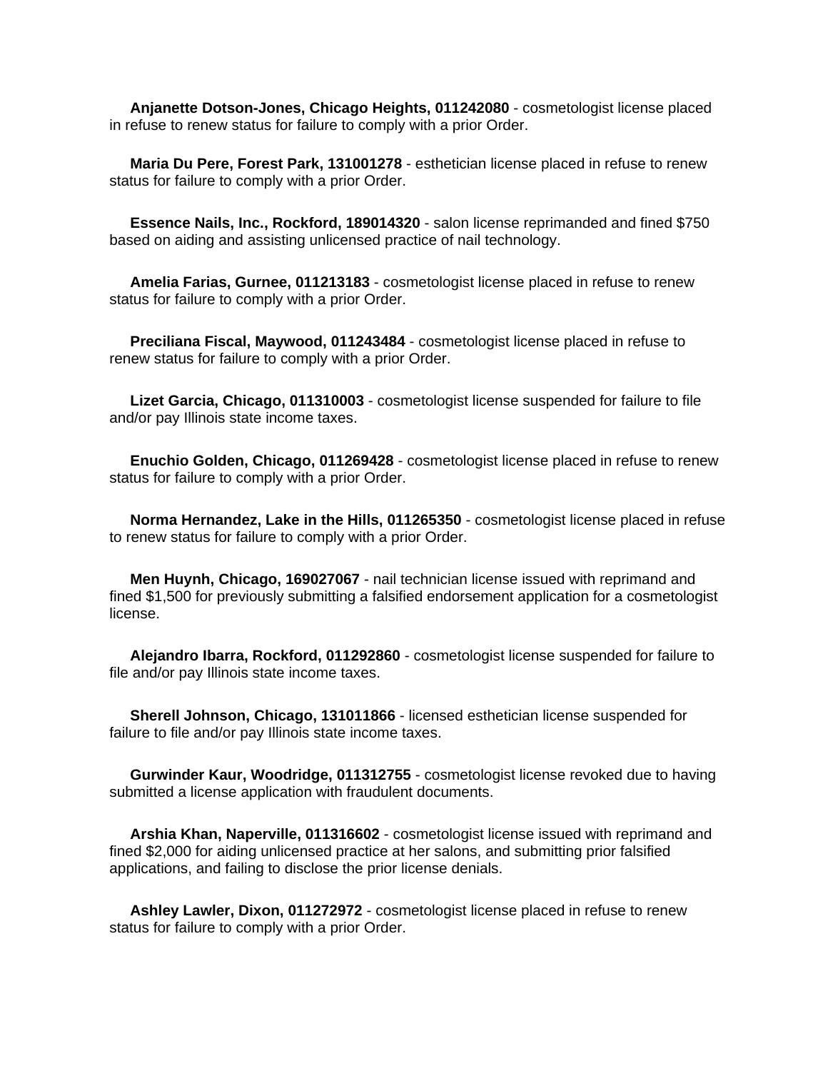**Anjanette Dotson-Jones, Chicago Heights, 011242080** - cosmetologist license placed in refuse to renew status for failure to comply with a prior Order.

**Maria Du Pere, Forest Park, 131001278** - esthetician license placed in refuse to renew status for failure to comply with a prior Order.

**Essence Nails, Inc., Rockford, 189014320** - salon license reprimanded and fined $750 based on aiding and assisting unlicensed practice of nail technology.

**Amelia Farias, Gurnee, 011213183** - cosmetologist license placed in refuse to renew status for failure to comply with a prior Order.

**Preciliana Fiscal, Maywood, 011243484** - cosmetologist license placed in refuse to renew status for failure to comply with a prior Order.

**Lizet Garcia, Chicago, 011310003** - cosmetologist license suspended for failure to file and/or pay Illinois state income taxes.

**Enuchio Golden, Chicago, 011269428** - cosmetologist license placed in refuse to renew status for failure to comply with a prior Order.

**Norma Hernandez, Lake in the Hills, 011265350** - cosmetologist license placed in refuse to renew status for failure to comply with a prior Order.

**Men Huynh, Chicago, 169027067** - nail technician license issued with reprimand and fined $1,500 for previously submitting a falsified endorsement application for a cosmetologist license.

**Alejandro Ibarra, Rockford, 011292860** - cosmetologist license suspended for failure to file and/or pay Illinois state income taxes.

**Sherell Johnson, Chicago, 131011866** - licensed esthetician license suspended for failure to file and/or pay Illinois state income taxes.

**Gurwinder Kaur, Woodridge, 011312755** - cosmetologist license revoked due to having submitted a license application with fraudulent documents.

**Arshia Khan, Naperville, 011316602** - cosmetologist license issued with reprimand and fined $2,000 for aiding unlicensed practice at her salons, and submitting prior falsified applications, and failing to disclose the prior license denials.

**Ashley Lawler, Dixon, 011272972** - cosmetologist license placed in refuse to renew status for failure to comply with a prior Order.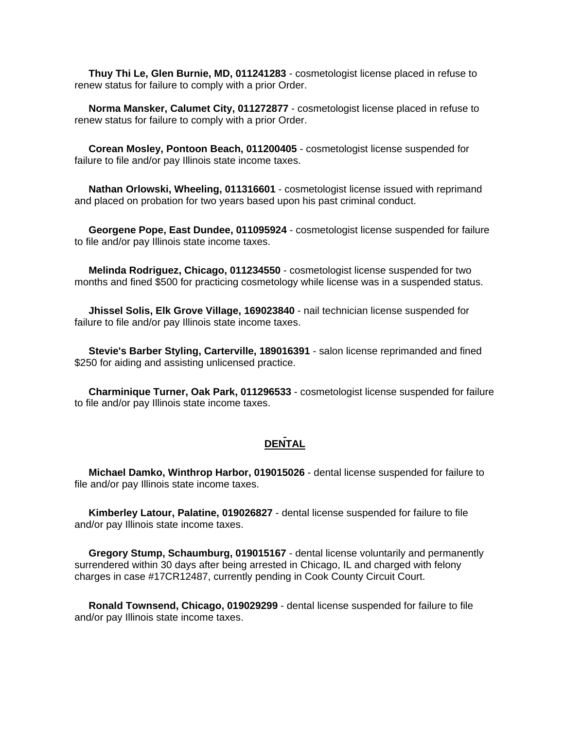**Thuy Thi Le, Glen Burnie, MD, 011241283** - cosmetologist license placed in refuse to renew status for failure to comply with a prior Order.

**Norma Mansker, Calumet City, 011272877** - cosmetologist license placed in refuse to renew status for failure to comply with a prior Order.

**Corean Mosley, Pontoon Beach, 011200405** - cosmetologist license suspended for failure to file and/or pay Illinois state income taxes.

**Nathan Orlowski, Wheeling, 011316601** - cosmetologist license issued with reprimand and placed on probation for two years based upon his past criminal conduct.

**Georgene Pope, East Dundee, 011095924** - cosmetologist license suspended for failure to file and/or pay Illinois state income taxes.

**Melinda Rodriguez, Chicago, 011234550** - cosmetologist license suspended for two months and fined $500 for practicing cosmetology while license was in a suspended status.

**Jhissel Solis, Elk Grove Village, 169023840** - nail technician license suspended for failure to file and/or pay Illinois state income taxes.

**Stevie's Barber Styling, Carterville, 189016391** - salon license reprimanded and fined $250 for aiding and assisting unlicensed practice.

**Charminique Turner, Oak Park, 011296533** - cosmetologist license suspended for failure to file and/or pay Illinois state income taxes.

## DENTAL

**Michael Damko, Winthrop Harbor, 019015026** - dental license suspended for failure to file and/or pay Illinois state income taxes.

**Kimberley Latour, Palatine, 019026827** - dental license suspended for failure to file and/or pay Illinois state income taxes.

**Gregory Stump, Schaumburg, 019015167** - dental license voluntarily and permanently surrendered within 30 days after being arrested in Chicago, IL and charged with felony charges in case #17CR12487, currently pending in Cook County Circuit Court.

**Ronald Townsend, Chicago, 019029299** - dental license suspended for failure to file and/or pay Illinois state income taxes.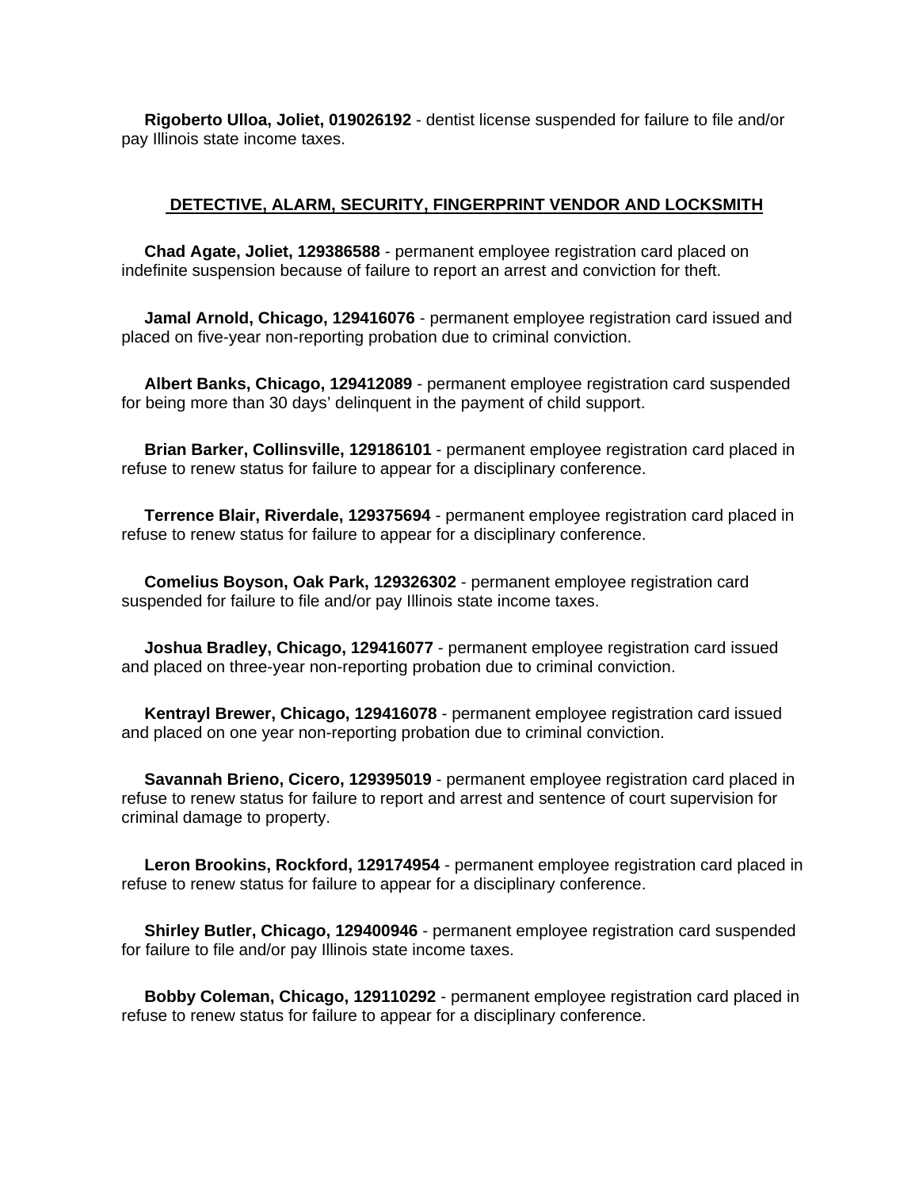**Rigoberto Ulloa, Joliet, 019026192** - dentist license suspended for failure to file and/or pay Illinois state income taxes.

## DETECTIVE, ALARM, SECURITY, FINGERPRINT VENDOR AND LOCKSMITH

**Chad Agate, Joliet, 129386588** - permanent employee registration card placed on indefinite suspension because of failure to report an arrest and conviction for theft.

**Jamal Arnold, Chicago, 129416076** - permanent employee registration card issued and placed on five-year non-reporting probation due to criminal conviction.

**Albert Banks, Chicago, 129412089** - permanent employee registration card suspended for being more than 30 days' delinquent in the payment of child support.

**Brian Barker, Collinsville, 129186101** - permanent employee registration card placed in refuse to renew status for failure to appear for a disciplinary conference.

**Terrence Blair, Riverdale, 129375694** - permanent employee registration card placed in refuse to renew status for failure to appear for a disciplinary conference.

**Comelius Boyson, Oak Park, 129326302** - permanent employee registration card suspended for failure to file and/or pay Illinois state income taxes.

**Joshua Bradley, Chicago, 129416077** - permanent employee registration card issued and placed on three-year non-reporting probation due to criminal conviction.

**Kentrayl Brewer, Chicago, 129416078** - permanent employee registration card issued and placed on one year non-reporting probation due to criminal conviction.

**Savannah Brieno, Cicero, 129395019** - permanent employee registration card placed in refuse to renew status for failure to report and arrest and sentence of court supervision for criminal damage to property.

**Leron Brookins, Rockford, 129174954** - permanent employee registration card placed in refuse to renew status for failure to appear for a disciplinary conference.

**Shirley Butler, Chicago, 129400946** - permanent employee registration card suspended for failure to file and/or pay Illinois state income taxes.

**Bobby Coleman, Chicago, 129110292** - permanent employee registration card placed in refuse to renew status for failure to appear for a disciplinary conference.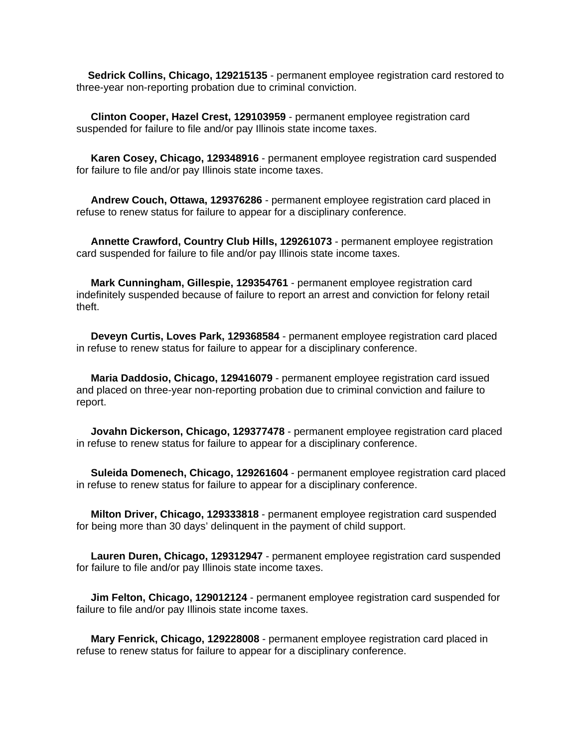**Sedrick Collins, Chicago, 129215135** - permanent employee registration card restored to three-year non-reporting probation due to criminal conviction.

**Clinton Cooper, Hazel Crest, 129103959** - permanent employee registration card suspended for failure to file and/or pay Illinois state income taxes.

**Karen Cosey, Chicago, 129348916** - permanent employee registration card suspended for failure to file and/or pay Illinois state income taxes.

**Andrew Couch, Ottawa, 129376286** - permanent employee registration card placed in refuse to renew status for failure to appear for a disciplinary conference.

**Annette Crawford, Country Club Hills, 129261073** - permanent employee registration card suspended for failure to file and/or pay Illinois state income taxes.

**Mark Cunningham, Gillespie, 129354761** - permanent employee registration card indefinitely suspended because of failure to report an arrest and conviction for felony retail theft.

**Deveyn Curtis, Loves Park, 129368584** - permanent employee registration card placed in refuse to renew status for failure to appear for a disciplinary conference.

**Maria Daddosio, Chicago, 129416079** - permanent employee registration card issued and placed on three-year non-reporting probation due to criminal conviction and failure to report.

**Jovahn Dickerson, Chicago, 129377478** - permanent employee registration card placed in refuse to renew status for failure to appear for a disciplinary conference.

**Suleida Domenech, Chicago, 129261604** - permanent employee registration card placed in refuse to renew status for failure to appear for a disciplinary conference.

**Milton Driver, Chicago, 129333818** - permanent employee registration card suspended for being more than 30 days' delinquent in the payment of child support.

**Lauren Duren, Chicago, 129312947** - permanent employee registration card suspended for failure to file and/or pay Illinois state income taxes.

**Jim Felton, Chicago, 129012124** - permanent employee registration card suspended for failure to file and/or pay Illinois state income taxes.

**Mary Fenrick, Chicago, 129228008** - permanent employee registration card placed in refuse to renew status for failure to appear for a disciplinary conference.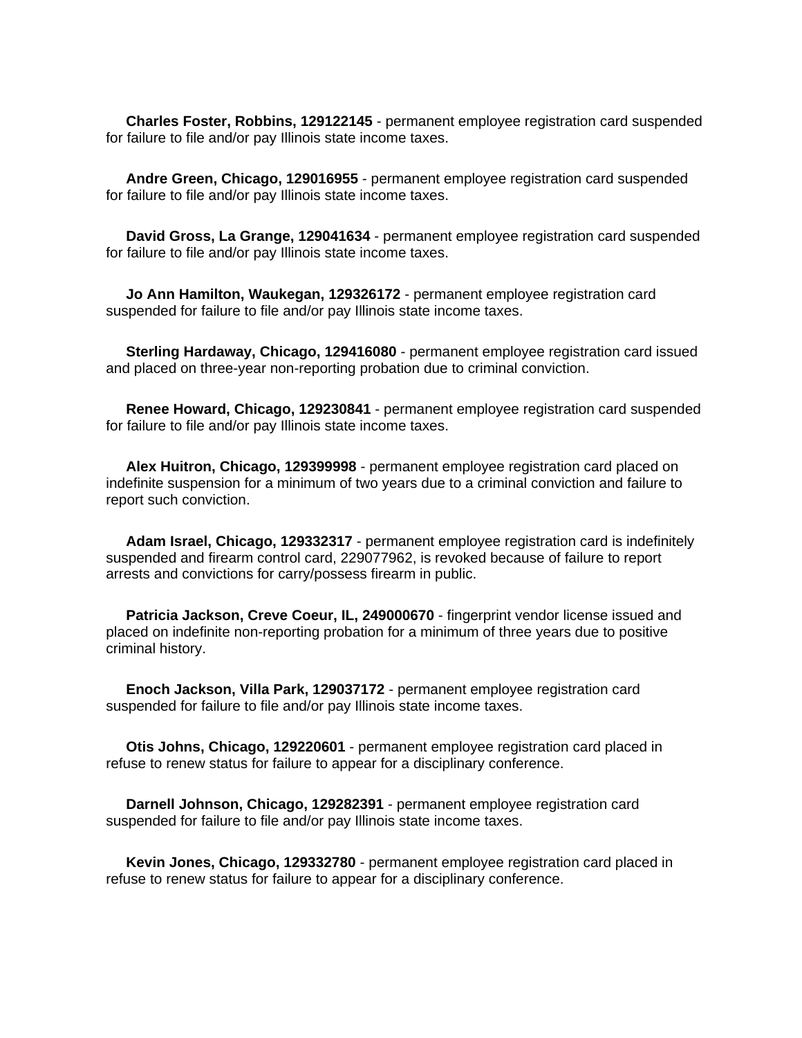**Charles Foster, Robbins, 129122145** - permanent employee registration card suspended for failure to file and/or pay Illinois state income taxes.

**Andre Green, Chicago, 129016955** - permanent employee registration card suspended for failure to file and/or pay Illinois state income taxes.

**David Gross, La Grange, 129041634** - permanent employee registration card suspended for failure to file and/or pay Illinois state income taxes.

**Jo Ann Hamilton, Waukegan, 129326172** - permanent employee registration card suspended for failure to file and/or pay Illinois state income taxes.

**Sterling Hardaway, Chicago, 129416080** - permanent employee registration card issued and placed on three-year non-reporting probation due to criminal conviction.

**Renee Howard, Chicago, 129230841** - permanent employee registration card suspended for failure to file and/or pay Illinois state income taxes.

**Alex Huitron, Chicago, 129399998** - permanent employee registration card placed on indefinite suspension for a minimum of two years due to a criminal conviction and failure to report such conviction.

**Adam Israel, Chicago, 129332317** - permanent employee registration card is indefinitely suspended and firearm control card, 229077962, is revoked because of failure to report arrests and convictions for carry/possess firearm in public.

**Patricia Jackson, Creve Coeur, IL, 249000670** - fingerprint vendor license issued and placed on indefinite non-reporting probation for a minimum of three years due to positive criminal history.

**Enoch Jackson, Villa Park, 129037172** - permanent employee registration card suspended for failure to file and/or pay Illinois state income taxes.

**Otis Johns, Chicago, 129220601** - permanent employee registration card placed in refuse to renew status for failure to appear for a disciplinary conference.

**Darnell Johnson, Chicago, 129282391** - permanent employee registration card suspended for failure to file and/or pay Illinois state income taxes.

**Kevin Jones, Chicago, 129332780** - permanent employee registration card placed in refuse to renew status for failure to appear for a disciplinary conference.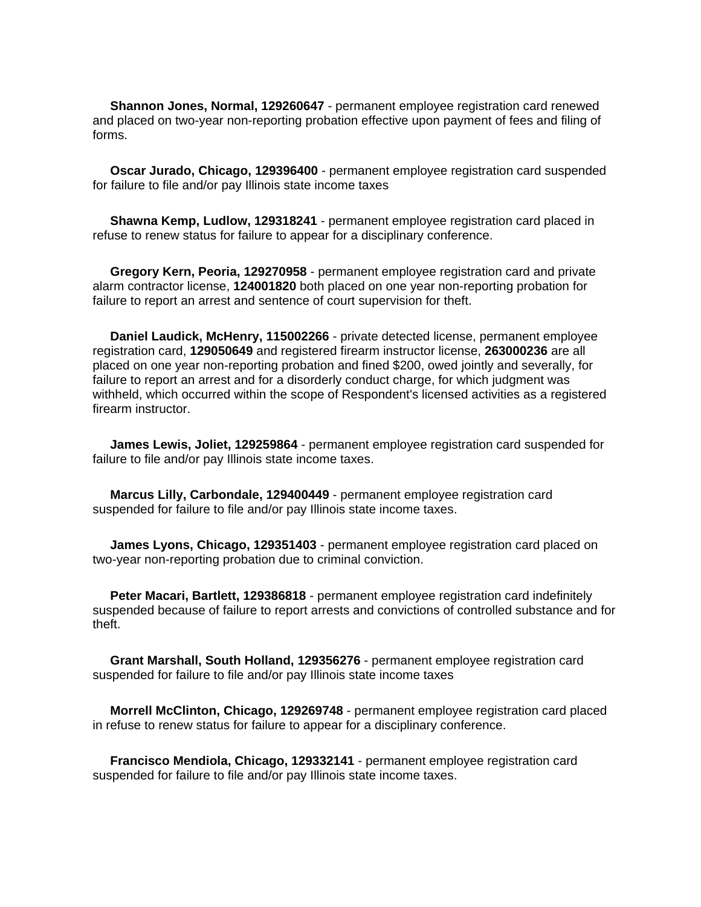**Shannon Jones, Normal, 129260647** - permanent employee registration card renewed and placed on two-year non-reporting probation effective upon payment of fees and filing of forms.

**Oscar Jurado, Chicago, 129396400** - permanent employee registration card suspended for failure to file and/or pay Illinois state income taxes

**Shawna Kemp, Ludlow, 129318241** - permanent employee registration card placed in refuse to renew status for failure to appear for a disciplinary conference.

**Gregory Kern, Peoria, 129270958** - permanent employee registration card and private alarm contractor license, **124001820** both placed on one year non-reporting probation for failure to report an arrest and sentence of court supervision for theft.

**Daniel Laudick, McHenry, 115002266** - private detected license, permanent employee registration card, **129050649** and registered firearm instructor license, **263000236** are all placed on one year non-reporting probation and fined $200, owed jointly and severally, for failure to report an arrest and for a disorderly conduct charge, for which judgment was withheld, which occurred within the scope of Respondent's licensed activities as a registered firearm instructor.

**James Lewis, Joliet, 129259864** - permanent employee registration card suspended for failure to file and/or pay Illinois state income taxes.

**Marcus Lilly, Carbondale, 129400449** - permanent employee registration card suspended for failure to file and/or pay Illinois state income taxes.

**James Lyons, Chicago, 129351403** - permanent employee registration card placed on two-year non-reporting probation due to criminal conviction.

**Peter Macari, Bartlett, 129386818** - permanent employee registration card indefinitely suspended because of failure to report arrests and convictions of controlled substance and for theft.

**Grant Marshall, South Holland, 129356276** - permanent employee registration card suspended for failure to file and/or pay Illinois state income taxes

**Morrell McClinton, Chicago, 129269748** - permanent employee registration card placed in refuse to renew status for failure to appear for a disciplinary conference.

**Francisco Mendiola, Chicago, 129332141** - permanent employee registration card suspended for failure to file and/or pay Illinois state income taxes.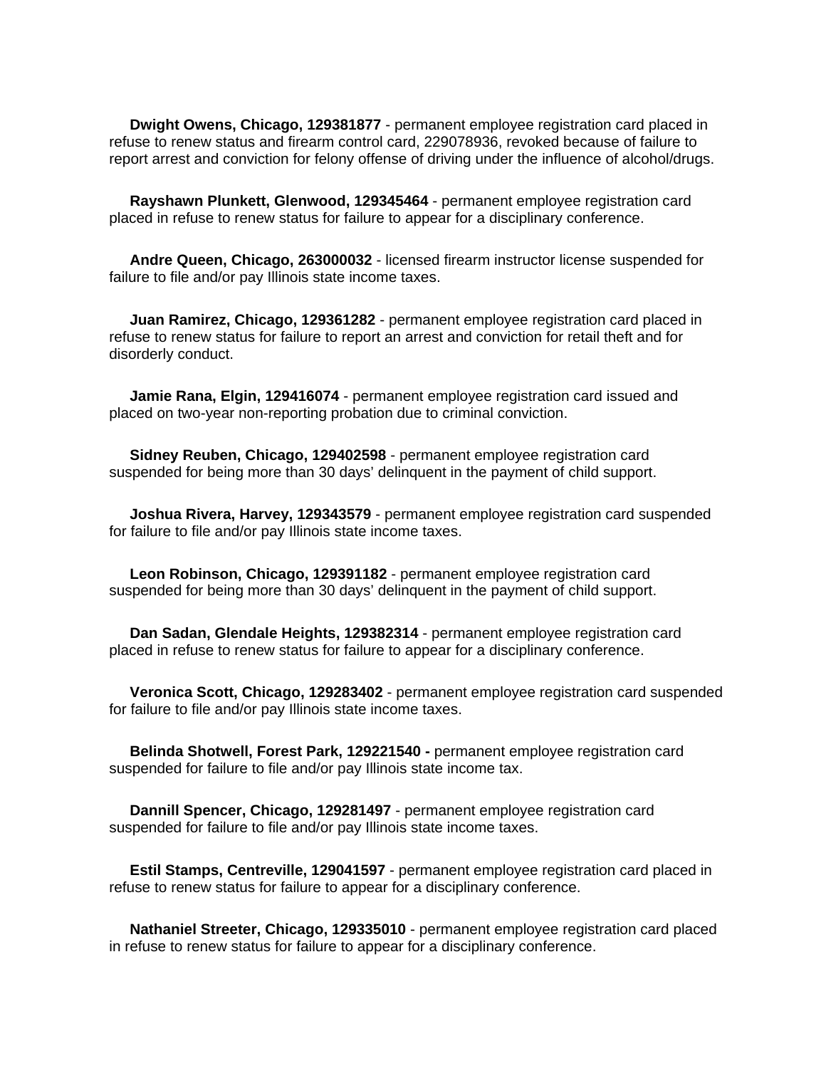**Dwight Owens, Chicago, 129381877** - permanent employee registration card placed in refuse to renew status and firearm control card, 229078936, revoked because of failure to report arrest and conviction for felony offense of driving under the influence of alcohol/drugs.

**Rayshawn Plunkett, Glenwood, 129345464** - permanent employee registration card placed in refuse to renew status for failure to appear for a disciplinary conference.

**Andre Queen, Chicago, 263000032** - licensed firearm instructor license suspended for failure to file and/or pay Illinois state income taxes.

**Juan Ramirez, Chicago, 129361282** - permanent employee registration card placed in refuse to renew status for failure to report an arrest and conviction for retail theft and for disorderly conduct.

**Jamie Rana, Elgin, 129416074** - permanent employee registration card issued and placed on two-year non-reporting probation due to criminal conviction.

**Sidney Reuben, Chicago, 129402598** - permanent employee registration card suspended for being more than 30 days' delinquent in the payment of child support.

**Joshua Rivera, Harvey, 129343579** - permanent employee registration card suspended for failure to file and/or pay Illinois state income taxes.

**Leon Robinson, Chicago, 129391182** - permanent employee registration card suspended for being more than 30 days' delinquent in the payment of child support.

**Dan Sadan, Glendale Heights, 129382314** - permanent employee registration card placed in refuse to renew status for failure to appear for a disciplinary conference.

**Veronica Scott, Chicago, 129283402** - permanent employee registration card suspended for failure to file and/or pay Illinois state income taxes.

**Belinda Shotwell, Forest Park, 129221540 -** permanent employee registration card suspended for failure to file and/or pay Illinois state income tax.

**Dannill Spencer, Chicago, 129281497** - permanent employee registration card suspended for failure to file and/or pay Illinois state income taxes.

**Estil Stamps, Centreville, 129041597** - permanent employee registration card placed in refuse to renew status for failure to appear for a disciplinary conference.

**Nathaniel Streeter, Chicago, 129335010** - permanent employee registration card placed in refuse to renew status for failure to appear for a disciplinary conference.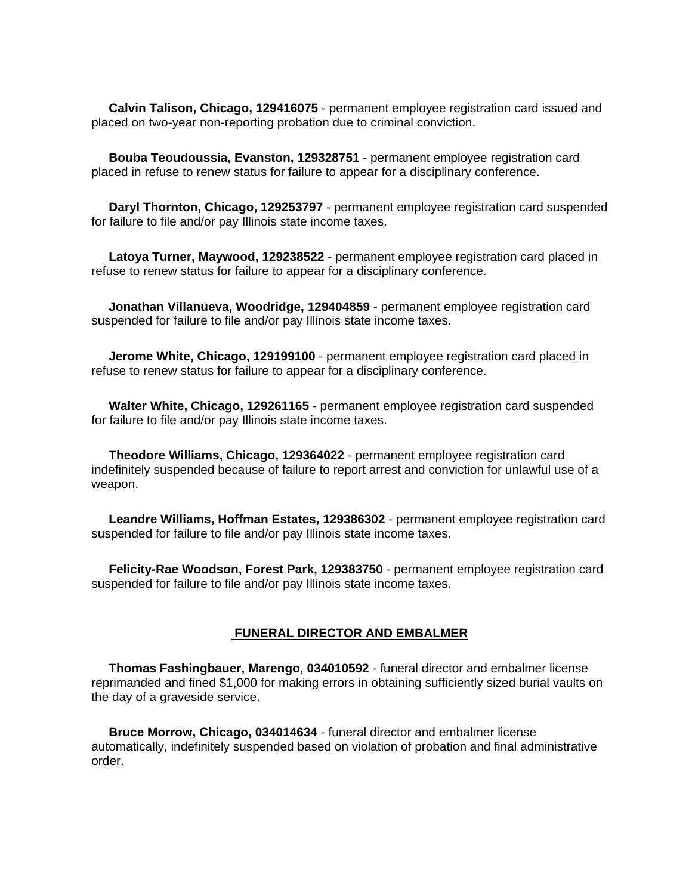**Calvin Talison, Chicago, 129416075** - permanent employee registration card issued and placed on two-year non-reporting probation due to criminal conviction.

**Bouba Teoudoussia, Evanston, 129328751** - permanent employee registration card placed in refuse to renew status for failure to appear for a disciplinary conference.

**Daryl Thornton, Chicago, 129253797** - permanent employee registration card suspended for failure to file and/or pay Illinois state income taxes.

**Latoya Turner, Maywood, 129238522** - permanent employee registration card placed in refuse to renew status for failure to appear for a disciplinary conference.

**Jonathan Villanueva, Woodridge, 129404859** - permanent employee registration card suspended for failure to file and/or pay Illinois state income taxes.

**Jerome White, Chicago, 129199100** - permanent employee registration card placed in refuse to renew status for failure to appear for a disciplinary conference.

**Walter White, Chicago, 129261165** - permanent employee registration card suspended for failure to file and/or pay Illinois state income taxes.

**Theodore Williams, Chicago, 129364022** - permanent employee registration card indefinitely suspended because of failure to report arrest and conviction for unlawful use of a weapon.

**Leandre Williams, Hoffman Estates, 129386302** - permanent employee registration card suspended for failure to file and/or pay Illinois state income taxes.

**Felicity-Rae Woodson, Forest Park, 129383750** - permanent employee registration card suspended for failure to file and/or pay Illinois state income taxes.

## FUNERAL DIRECTOR AND EMBALMER

**Thomas Fashingbauer, Marengo, 034010592** - funeral director and embalmer license reprimanded and fined $1,000 for making errors in obtaining sufficiently sized burial vaults on the day of a graveside service.

**Bruce Morrow, Chicago, 034014634** - funeral director and embalmer license automatically, indefinitely suspended based on violation of probation and final administrative order.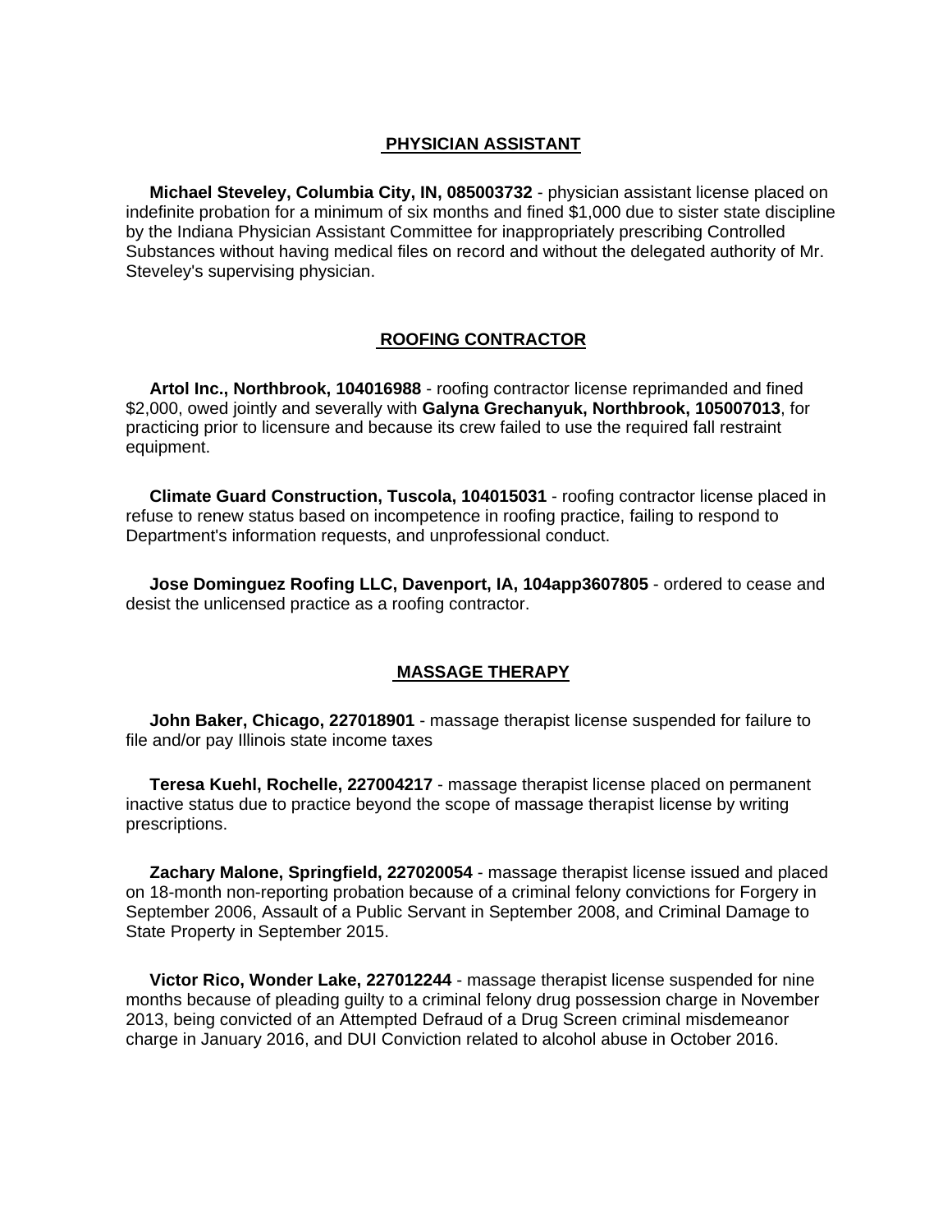## PHYSICIAN ASSISTANT

**Michael Steveley, Columbia City, IN, 085003732** - physician assistant license placed on indefinite probation for a minimum of six months and fined $1,000 due to sister state discipline by the Indiana Physician Assistant Committee for inappropriately prescribing Controlled Substances without having medical files on record and without the delegated authority of Mr. Steveley's supervising physician.

## ROOFING CONTRACTOR

**Artol Inc., Northbrook, 104016988** - roofing contractor license reprimanded and fined $2,000, owed jointly and severally with **Galyna Grechanyuk, Northbrook, 105007013**, for practicing prior to licensure and because its crew failed to use the required fall restraint equipment.

**Climate Guard Construction, Tuscola, 104015031** - roofing contractor license placed in refuse to renew status based on incompetence in roofing practice, failing to respond to Department's information requests, and unprofessional conduct.

**Jose Dominguez Roofing LLC, Davenport, IA, 104app3607805** - ordered to cease and desist the unlicensed practice as a roofing contractor.

## MASSAGE THERAPY

**John Baker, Chicago, 227018901** - massage therapist license suspended for failure to file and/or pay Illinois state income taxes

**Teresa Kuehl, Rochelle, 227004217** - massage therapist license placed on permanent inactive status due to practice beyond the scope of massage therapist license by writing prescriptions.

**Zachary Malone, Springfield, 227020054** - massage therapist license issued and placed on 18-month non-reporting probation because of a criminal felony convictions for Forgery in September 2006, Assault of a Public Servant in September 2008, and Criminal Damage to State Property in September 2015.

**Victor Rico, Wonder Lake, 227012244** - massage therapist license suspended for nine months because of pleading guilty to a criminal felony drug possession charge in November 2013, being convicted of an Attempted Defraud of a Drug Screen criminal misdemeanor charge in January 2016, and DUI Conviction related to alcohol abuse in October 2016.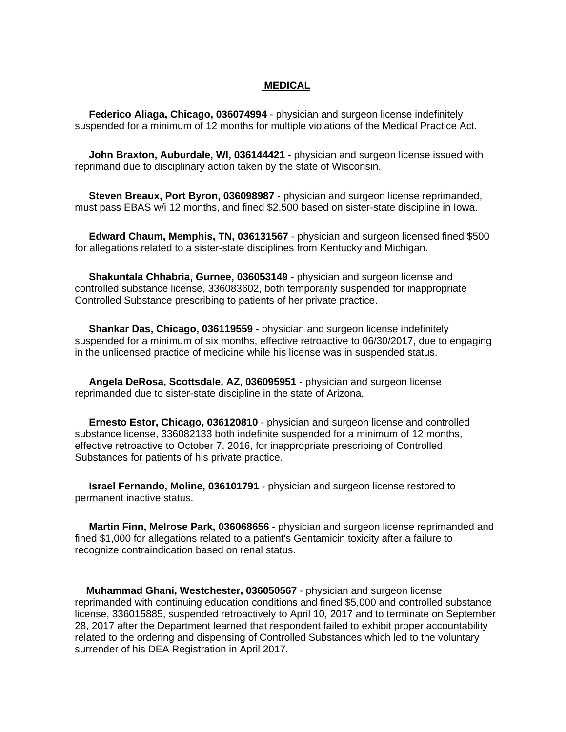## MEDICAL

**Federico Aliaga, Chicago, 036074994** - physician and surgeon license indefinitely suspended for a minimum of 12 months for multiple violations of the Medical Practice Act.

**John Braxton, Auburdale, WI, 036144421** - physician and surgeon license issued with reprimand due to disciplinary action taken by the state of Wisconsin.

**Steven Breaux, Port Byron, 036098987** - physician and surgeon license reprimanded, must pass EBAS w/i 12 months, and fined $2,500 based on sister-state discipline in Iowa.

**Edward Chaum, Memphis, TN, 036131567** - physician and surgeon licensed fined $500 for allegations related to a sister-state disciplines from Kentucky and Michigan.

**Shakuntala Chhabria, Gurnee, 036053149** - physician and surgeon license and controlled substance license, 336083602, both temporarily suspended for inappropriate Controlled Substance prescribing to patients of her private practice.

**Shankar Das, Chicago, 036119559** - physician and surgeon license indefinitely suspended for a minimum of six months, effective retroactive to 06/30/2017, due to engaging in the unlicensed practice of medicine while his license was in suspended status.

**Angela DeRosa, Scottsdale, AZ, 036095951** - physician and surgeon license reprimanded due to sister-state discipline in the state of Arizona.

**Ernesto Estor, Chicago, 036120810** - physician and surgeon license and controlled substance license, 336082133 both indefinite suspended for a minimum of 12 months, effective retroactive to October 7, 2016, for inappropriate prescribing of Controlled Substances for patients of his private practice.

**Israel Fernando, Moline, 036101791** - physician and surgeon license restored to permanent inactive status.

**Martin Finn, Melrose Park, 036068656** - physician and surgeon license reprimanded and fined $1,000 for allegations related to a patient's Gentamicin toxicity after a failure to recognize contraindication based on renal status.

**Muhammad Ghani, Westchester, 036050567** - physician and surgeon license reprimanded with continuing education conditions and fined $5,000 and controlled substance license, 336015885, suspended retroactively to April 10, 2017 and to terminate on September 28, 2017 after the Department learned that respondent failed to exhibit proper accountability related to the ordering and dispensing of Controlled Substances which led to the voluntary surrender of his DEA Registration in April 2017.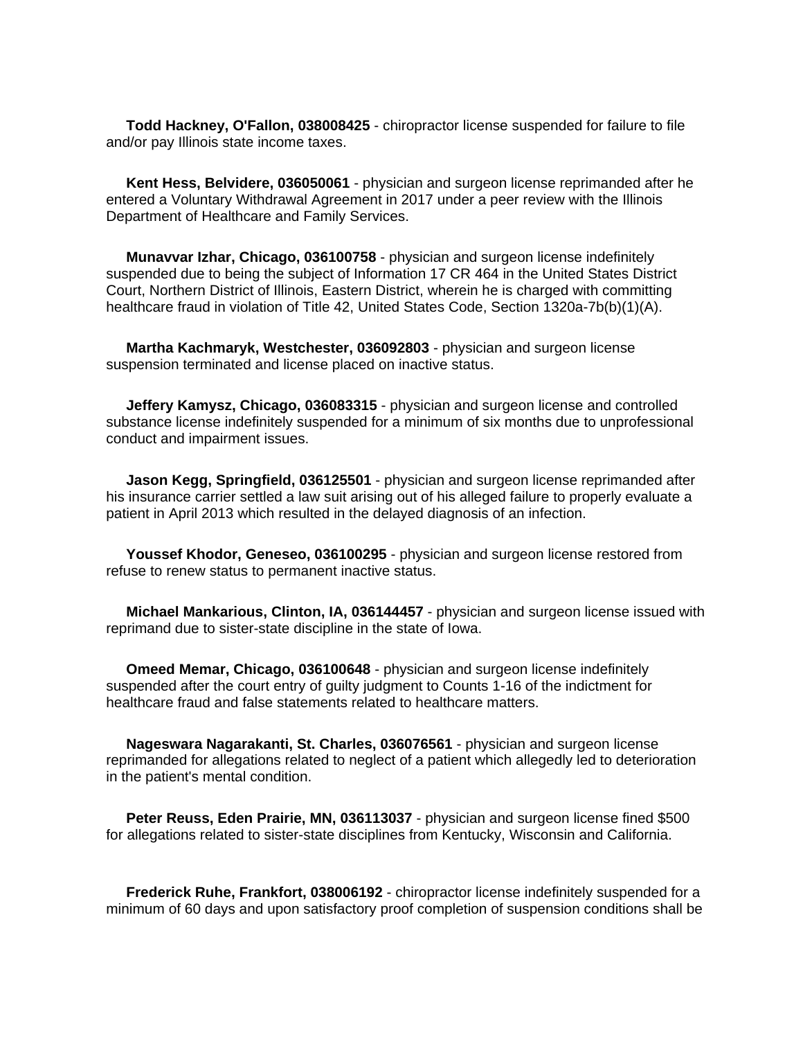**Todd Hackney, O'Fallon, 038008425** - chiropractor license suspended for failure to file and/or pay Illinois state income taxes.

**Kent Hess, Belvidere, 036050061** - physician and surgeon license reprimanded after he entered a Voluntary Withdrawal Agreement in 2017 under a peer review with the Illinois Department of Healthcare and Family Services.

**Munavvar Izhar, Chicago, 036100758** - physician and surgeon license indefinitely suspended due to being the subject of Information 17 CR 464 in the United States District Court, Northern District of Illinois, Eastern District, wherein he is charged with committing healthcare fraud in violation of Title 42, United States Code, Section 1320a-7b(b)(1)(A).

**Martha Kachmaryk, Westchester, 036092803** - physician and surgeon license suspension terminated and license placed on inactive status.

**Jeffery Kamysz, Chicago, 036083315** - physician and surgeon license and controlled substance license indefinitely suspended for a minimum of six months due to unprofessional conduct and impairment issues.

**Jason Kegg, Springfield, 036125501** - physician and surgeon license reprimanded after his insurance carrier settled a law suit arising out of his alleged failure to properly evaluate a patient in April 2013 which resulted in the delayed diagnosis of an infection.

**Youssef Khodor, Geneseo, 036100295** - physician and surgeon license restored from refuse to renew status to permanent inactive status.

**Michael Mankarious, Clinton, IA, 036144457** - physician and surgeon license issued with reprimand due to sister-state discipline in the state of Iowa.

**Omeed Memar, Chicago, 036100648** - physician and surgeon license indefinitely suspended after the court entry of guilty judgment to Counts 1-16 of the indictment for healthcare fraud and false statements related to healthcare matters.

**Nageswara Nagarakanti, St. Charles, 036076561** - physician and surgeon license reprimanded for allegations related to neglect of a patient which allegedly led to deterioration in the patient's mental condition.

**Peter Reuss, Eden Prairie, MN, 036113037** - physician and surgeon license fined $500 for allegations related to sister-state disciplines from Kentucky, Wisconsin and California.

**Frederick Ruhe, Frankfort, 038006192** - chiropractor license indefinitely suspended for a minimum of 60 days and upon satisfactory proof completion of suspension conditions shall be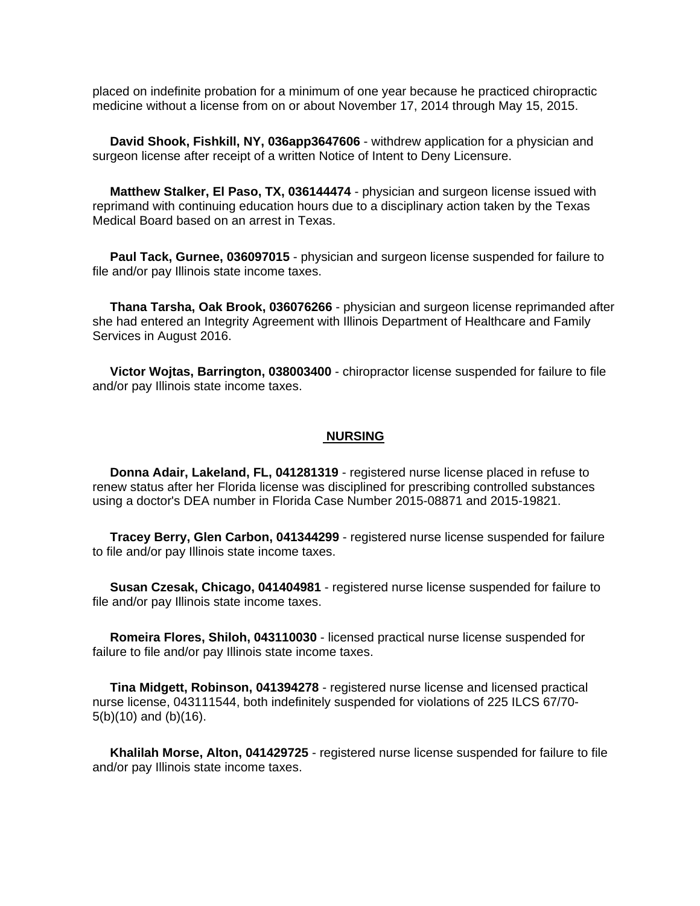placed on indefinite probation for a minimum of one year because he practiced chiropractic medicine without a license from on or about November 17, 2014 through May 15, 2015.

**David Shook, Fishkill, NY, 036app3647606** - withdrew application for a physician and surgeon license after receipt of a written Notice of Intent to Deny Licensure.

**Matthew Stalker, El Paso, TX, 036144474** - physician and surgeon license issued with reprimand with continuing education hours due to a disciplinary action taken by the Texas Medical Board based on an arrest in Texas.

**Paul Tack, Gurnee, 036097015** - physician and surgeon license suspended for failure to file and/or pay Illinois state income taxes.

**Thana Tarsha, Oak Brook, 036076266** - physician and surgeon license reprimanded after she had entered an Integrity Agreement with Illinois Department of Healthcare and Family Services in August 2016.

**Victor Wojtas, Barrington, 038003400** - chiropractor license suspended for failure to file and/or pay Illinois state income taxes.

## NURSING

**Donna Adair, Lakeland, FL, 041281319** - registered nurse license placed in refuse to renew status after her Florida license was disciplined for prescribing controlled substances using a doctor's DEA number in Florida Case Number 2015-08871 and 2015-19821.

**Tracey Berry, Glen Carbon, 041344299** - registered nurse license suspended for failure to file and/or pay Illinois state income taxes.

**Susan Czesak, Chicago, 041404981** - registered nurse license suspended for failure to file and/or pay Illinois state income taxes.

**Romeira Flores, Shiloh, 043110030** - licensed practical nurse license suspended for failure to file and/or pay Illinois state income taxes.

**Tina Midgett, Robinson, 041394278** - registered nurse license and licensed practical nurse license, 043111544, both indefinitely suspended for violations of 225 ILCS 67/70-5(b)(10) and (b)(16).

**Khalilah Morse, Alton, 041429725** - registered nurse license suspended for failure to file and/or pay Illinois state income taxes.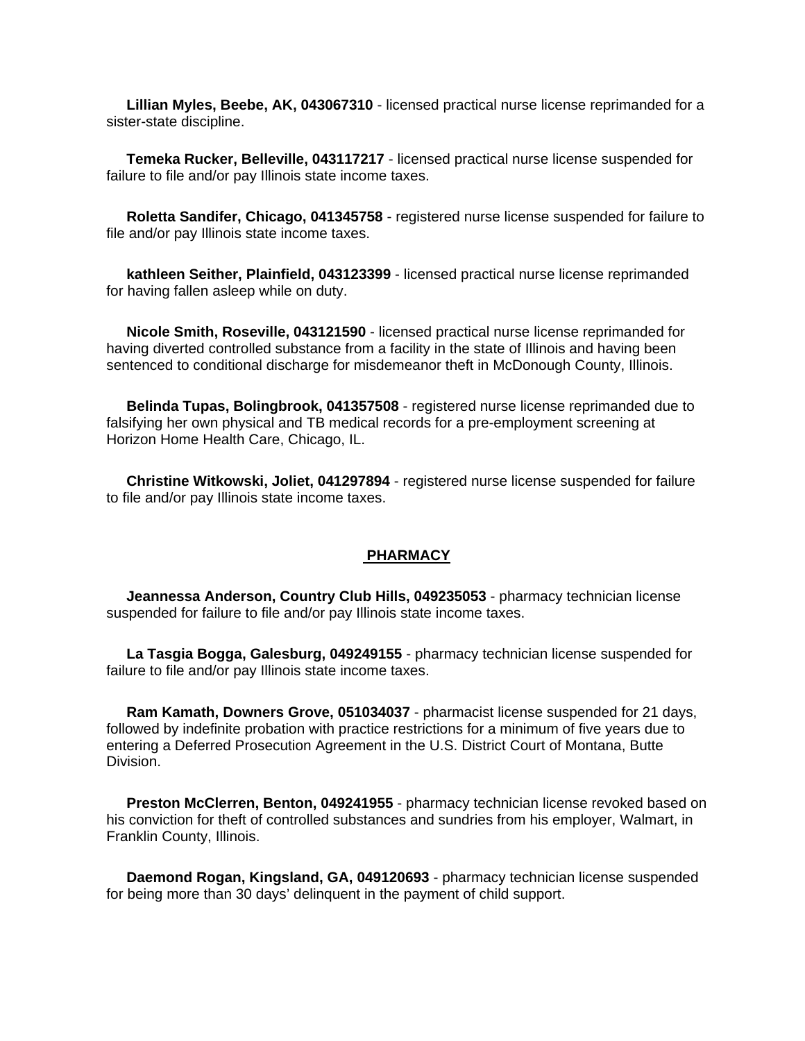**Lillian Myles, Beebe, AK, 043067310** - licensed practical nurse license reprimanded for a sister-state discipline.

**Temeka Rucker, Belleville, 043117217** - licensed practical nurse license suspended for failure to file and/or pay Illinois state income taxes.

**Roletta Sandifer, Chicago, 041345758** - registered nurse license suspended for failure to file and/or pay Illinois state income taxes.

**kathleen Seither, Plainfield, 043123399** - licensed practical nurse license reprimanded for having fallen asleep while on duty.

**Nicole Smith, Roseville, 043121590** - licensed practical nurse license reprimanded for having diverted controlled substance from a facility in the state of Illinois and having been sentenced to conditional discharge for misdemeanor theft in McDonough County, Illinois.

**Belinda Tupas, Bolingbrook, 041357508** - registered nurse license reprimanded due to falsifying her own physical and TB medical records for a pre-employment screening at Horizon Home Health Care, Chicago, IL.

**Christine Witkowski, Joliet, 041297894** - registered nurse license suspended for failure to file and/or pay Illinois state income taxes.

## PHARMACY

**Jeannessa Anderson, Country Club Hills, 049235053** - pharmacy technician license suspended for failure to file and/or pay Illinois state income taxes.

**La Tasgia Bogga, Galesburg, 049249155** - pharmacy technician license suspended for failure to file and/or pay Illinois state income taxes.

**Ram Kamath, Downers Grove, 051034037** - pharmacist license suspended for 21 days, followed by indefinite probation with practice restrictions for a minimum of five years due to entering a Deferred Prosecution Agreement in the U.S. District Court of Montana, Butte Division.

**Preston McClerren, Benton, 049241955** - pharmacy technician license revoked based on his conviction for theft of controlled substances and sundries from his employer, Walmart, in Franklin County, Illinois.

**Daemond Rogan, Kingsland, GA, 049120693** - pharmacy technician license suspended for being more than 30 days' delinquent in the payment of child support.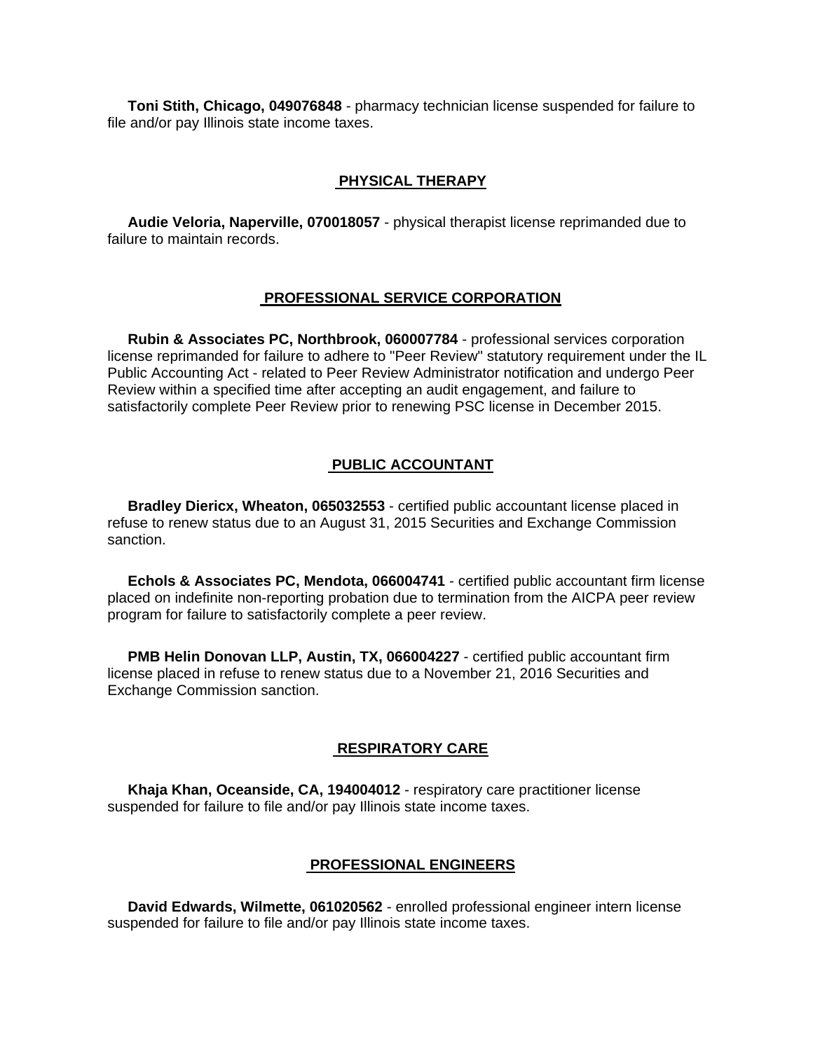**Toni Stith, Chicago, 049076848** - pharmacy technician license suspended for failure to file and/or pay Illinois state income taxes.

## PHYSICAL THERAPY

**Audie Veloria, Naperville, 070018057** - physical therapist license reprimanded due to failure to maintain records.

## PROFESSIONAL SERVICE CORPORATION

**Rubin & Associates PC, Northbrook, 060007784** - professional services corporation license reprimanded for failure to adhere to "Peer Review" statutory requirement under the IL Public Accounting Act - related to Peer Review Administrator notification and undergo Peer Review within a specified time after accepting an audit engagement, and failure to satisfactorily complete Peer Review prior to renewing PSC license in December 2015.

## PUBLIC ACCOUNTANT

**Bradley Diericx, Wheaton, 065032553** - certified public accountant license placed in refuse to renew status due to an August 31, 2015 Securities and Exchange Commission sanction.

**Echols & Associates PC, Mendota, 066004741** - certified public accountant firm license placed on indefinite non-reporting probation due to termination from the AICPA peer review program for failure to satisfactorily complete a peer review.

**PMB Helin Donovan LLP, Austin, TX, 066004227** - certified public accountant firm license placed in refuse to renew status due to a November 21, 2016 Securities and Exchange Commission sanction.

## RESPIRATORY CARE

**Khaja Khan, Oceanside, CA, 194004012** - respiratory care practitioner license suspended for failure to file and/or pay Illinois state income taxes.

## PROFESSIONAL ENGINEERS

**David Edwards, Wilmette, 061020562** - enrolled professional engineer intern license suspended for failure to file and/or pay Illinois state income taxes.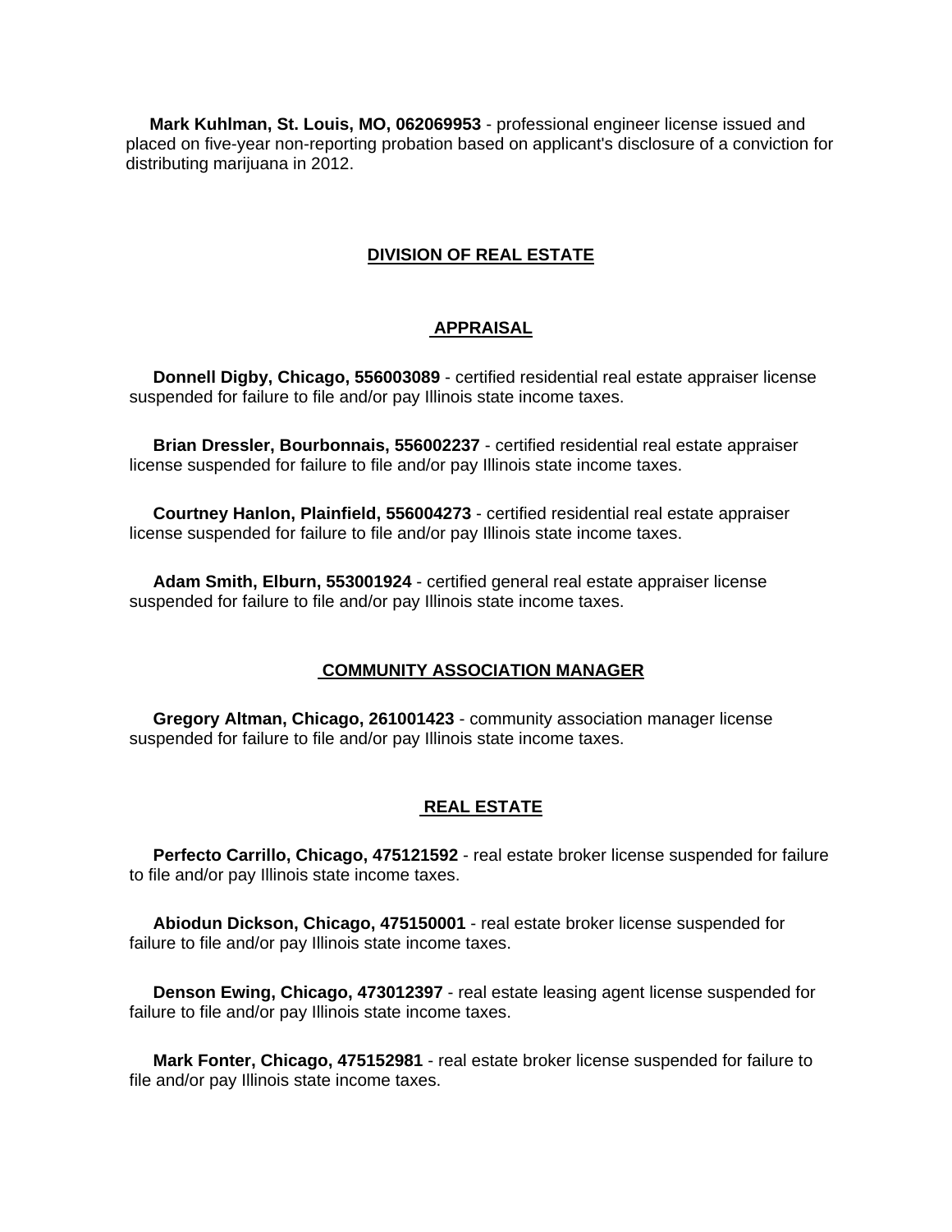**Mark Kuhlman, St. Louis, MO, 062069953** - professional engineer license issued and placed on five-year non-reporting probation based on applicant's disclosure of a conviction for distributing marijuana in 2012.

## DIVISION OF REAL ESTATE

### APPRAISAL

**Donnell Digby, Chicago, 556003089** - certified residential real estate appraiser license suspended for failure to file and/or pay Illinois state income taxes.

**Brian Dressler, Bourbonnais, 556002237** - certified residential real estate appraiser license suspended for failure to file and/or pay Illinois state income taxes.

**Courtney Hanlon, Plainfield, 556004273** - certified residential real estate appraiser license suspended for failure to file and/or pay Illinois state income taxes.

**Adam Smith, Elburn, 553001924** - certified general real estate appraiser license suspended for failure to file and/or pay Illinois state income taxes.

### COMMUNITY ASSOCIATION MANAGER

**Gregory Altman, Chicago, 261001423** - community association manager license suspended for failure to file and/or pay Illinois state income taxes.

### REAL ESTATE

**Perfecto Carrillo, Chicago, 475121592** - real estate broker license suspended for failure to file and/or pay Illinois state income taxes.

**Abiodun Dickson, Chicago, 475150001** - real estate broker license suspended for failure to file and/or pay Illinois state income taxes.

**Denson Ewing, Chicago, 473012397** - real estate leasing agent license suspended for failure to file and/or pay Illinois state income taxes.

**Mark Fonter, Chicago, 475152981** - real estate broker license suspended for failure to file and/or pay Illinois state income taxes.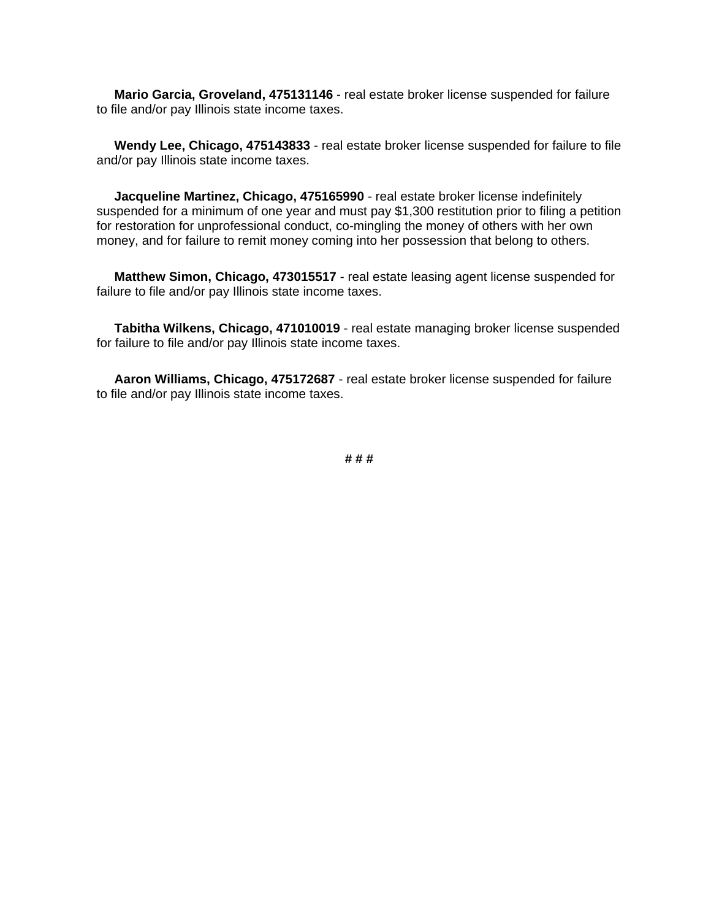**Mario Garcia, Groveland, 475131146** - real estate broker license suspended for failure to file and/or pay Illinois state income taxes.

**Wendy Lee, Chicago, 475143833** - real estate broker license suspended for failure to file and/or pay Illinois state income taxes.

**Jacqueline Martinez, Chicago, 475165990** - real estate broker license indefinitely suspended for a minimum of one year and must pay $1,300 restitution prior to filing a petition for restoration for unprofessional conduct, co-mingling the money of others with her own money, and for failure to remit money coming into her possession that belong to others.

**Matthew Simon, Chicago, 473015517** - real estate leasing agent license suspended for failure to file and/or pay Illinois state income taxes.

**Tabitha Wilkens, Chicago, 471010019** - real estate managing broker license suspended for failure to file and/or pay Illinois state income taxes.

**Aaron Williams, Chicago, 475172687** - real estate broker license suspended for failure to file and/or pay Illinois state income taxes.

# # #